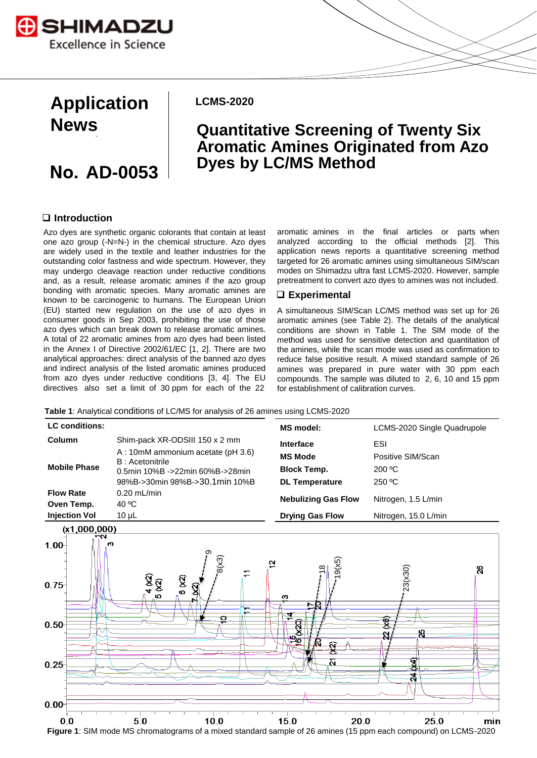SHIMADZU
Excellence in Science

# Application News

# No. AD-0053

**LCMS-2020**

# Quantitative Screening of Twenty Six Aromatic Amines Originated from Azo Dyes by LC/MS Method

## ❑ Introduction

Azo dyes are synthetic organic colorants that contain at least one azo group (-N=N-) in the chemical structure. Azo dyes are widely used in the textile and leather industries for the outstanding color fastness and wide spectrum. However, they may undergo cleavage reaction under reductive conditions and, as a result, release aromatic amines if the azo group bonding with aromatic species. Many aromatic amines are known to be carcinogenic to humans. The European Union (EU) started new regulation on the use of azo dyes in consumer goods in Sep 2003, prohibiting the use of those azo dyes which can break down to release aromatic amines. A total of 22 aromatic amines from azo dyes had been listed in the Annex I of Directive 2002/61/EC [1, 2]. There are two analytical approaches: direct analysis of the banned azo dyes and indirect analysis of the listed aromatic amines produced from azo dyes under reductive conditions [3, 4]. The EU directives also set a limit of 30 ppm for each of the 22 aromatic amines in the final articles or parts when analyzed according to the official methods [2]. This application news reports a quantitative screening method targeted for 26 aromatic amines using simultaneous SIM/scan modes on Shimadzu ultra fast LCMS-2020. However, sample pretreatment to convert azo dyes to amines was not included.

## ❑ Experimental

A simultaneous SIM/Scan LC/MS method was set up for 26 aromatic amines (see Table 2). The details of the analytical conditions are shown in Table 1. The SIM mode of the method was used for sensitive detection and quantitation of the amines, while the scan mode was used as confirmation to reduce false positive result. A mixed standard sample of 26 amines was prepared in pure water with 30 ppm each compounds. The sample was diluted to 2, 6, 10 and 15 ppm for establishment of calibration curves.

**Table 1**: Analytical conditions of LC/MS for analysis of 26 amines using LCMS-2020

| LC conditions: | |
|---|---|
| **Column** | Shim-pack XR-ODSIII 150 x 2 mm |
| **Mobile Phase** | A : 10mM ammonium acetate (pH 3.6)<br>B : Acetonitrile<br>0.5min 10%B ->22min 60%B->28min 98%B->30min 98%B->30.1min 10%B |
| **Flow Rate** | 0.20 mL/min |
| **Oven Temp.** | 40 ºC |
| **Injection Vol** | 10 µL |

| MS model: | LCMS-2020 Single Quadrupole |
|---|---|
| **Interface** | ESI |
| **MS Mode** | Positive SIM/Scan |
| **Block Temp.** | 200 ºC |
| **DL Temperature** | 250 ºC |
| **Nebulizing Gas Flow** | Nitrogen, 1.5 L/min |
| **Drying Gas Flow** | Nitrogen, 15.0 L/min |

**Figure 1**: SIM mode MS chromatograms of a mixed standard sample of 26 amines (15 ppm each compound) on LCMS-2020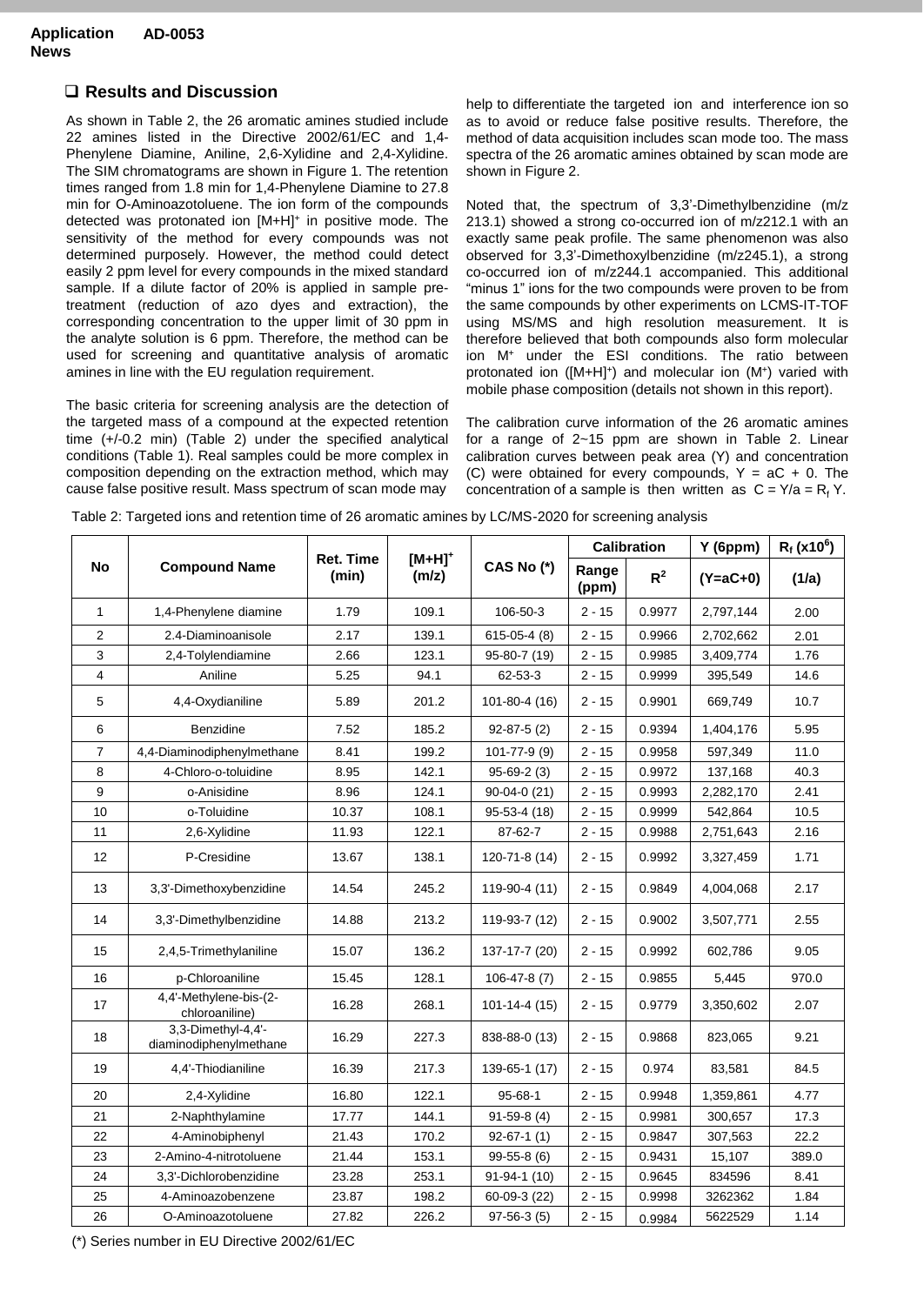## Results and Discussion

As shown in Table 2, the 26 aromatic amines studied include 22 amines listed in the Directive 2002/61/EC and 1,4-Phenylene Diamine, Aniline, 2,6-Xylidine and 2,4-Xylidine. The SIM chromatograms are shown in Figure 1. The retention times ranged from 1.8 min for 1,4-Phenylene Diamine to 27.8 min for O-Aminoazotoluene. The ion form of the compounds detected was protonated ion $[M+H]^+$ in positive mode. The sensitivity of the method for every compounds was not determined purposely. However, the method could detect easily 2 ppm level for every compounds in the mixed standard sample. If a dilute factor of 20% is applied in sample pre-treatment (reduction of azo dyes and extraction), the corresponding concentration to the upper limit of 30 ppm in the analyte solution is 6 ppm. Therefore, the method can be used for screening and quantitative analysis of aromatic amines in line with the EU regulation requirement.

The basic criteria for screening analysis are the detection of the targeted mass of a compound at the expected retention time (+/-0.2 min) (Table 2) under the specified analytical conditions (Table 1). Real samples could be more complex in composition depending on the extraction method, which may cause false positive result. Mass spectrum of scan mode may help to differentiate the targeted ion and interference ion so as to avoid or reduce false positive results. Therefore, the method of data acquisition includes scan mode too. The mass spectra of the 26 aromatic amines obtained by scan mode are shown in Figure 2.

Noted that, the spectrum of 3,3'-Dimethylbenzidine (m/z 213.1) showed a strong co-occurred ion of m/z212.1 with an exactly same peak profile. The same phenomenon was also observed for 3,3'-Dimethoxylbenzidine (m/z245.1), a strong co-occurred ion of m/z244.1 accompanied. This additional "minus 1" ions for the two compounds were proven to be from the same compounds by other experiments on LCMS-IT-TOF using MS/MS and high resolution measurement. It is therefore believed that both compounds also form molecular ion $M^+$ under the ESI conditions. The ratio between protonated ion ($[M+H]^+$) and molecular ion ($M^+$) varied with mobile phase composition (details not shown in this report).

The calibration curve information of the 26 aromatic amines for a range of 2~15 ppm are shown in Table 2. Linear calibration curves between peak area (Y) and concentration (C) were obtained for every compounds, $Y = aC + 0$. The concentration of a sample is then written as $C = Y/a = R_f\,Y$.

Table 2: Targeted ions and retention time of 26 aromatic amines by LC/MS-2020 for screening analysis

| No | Compound Name | Ret. Time (min) | $[M+H]^+$ (m/z) | CAS No (*) | Calibration | | Y (6ppm) | $R_f$ ($\times10^6$) |
|---|---|---|---|---|---|---|---|---|
| | | | | | Range (ppm) | $R^2$ | (Y=aC+0) | (1/a) |
| 1 | 1,4-Phenylene diamine | 1.79 | 109.1 | 106-50-3 | 2 - 15 | 0.9977 | 2,797,144 | 2.00 |
| 2 | 2.4-Diaminoanisole | 2.17 | 139.1 | 615-05-4 (8) | 2 - 15 | 0.9966 | 2,702,662 | 2.01 |
| 3 | 2,4-Tolylendiamine | 2.66 | 123.1 | 95-80-7 (19) | 2 - 15 | 0.9985 | 3,409,774 | 1.76 |
| 4 | Aniline | 5.25 | 94.1 | 62-53-3 | 2 - 15 | 0.9999 | 395,549 | 14.6 |
| 5 | 4,4-Oxydianiline | 5.89 | 201.2 | 101-80-4 (16) | 2 - 15 | 0.9901 | 669,749 | 10.7 |
| 6 | Benzidine | 7.52 | 185.2 | 92-87-5 (2) | 2 - 15 | 0.9394 | 1,404,176 | 5.95 |
| 7 | 4,4-Diaminodiphenylmethane | 8.41 | 199.2 | 101-77-9 (9) | 2 - 15 | 0.9958 | 597,349 | 11.0 |
| 8 | 4-Chloro-o-toluidine | 8.95 | 142.1 | 95-69-2 (3) | 2 - 15 | 0.9972 | 137,168 | 40.3 |
| 9 | o-Anisidine | 8.96 | 124.1 | 90-04-0 (21) | 2 - 15 | 0.9993 | 2,282,170 | 2.41 |
| 10 | o-Toluidine | 10.37 | 108.1 | 95-53-4 (18) | 2 - 15 | 0.9999 | 542,864 | 10.5 |
| 11 | 2,6-Xylidine | 11.93 | 122.1 | 87-62-7 | 2 - 15 | 0.9988 | 2,751,643 | 2.16 |
| 12 | P-Cresidine | 13.67 | 138.1 | 120-71-8 (14) | 2 - 15 | 0.9992 | 3,327,459 | 1.71 |
| 13 | 3,3'-Dimethoxybenzidine | 14.54 | 245.2 | 119-90-4 (11) | 2 - 15 | 0.9849 | 4,004,068 | 2.17 |
| 14 | 3,3'-Dimethylbenzidine | 14.88 | 213.2 | 119-93-7 (12) | 2 - 15 | 0.9002 | 3,507,771 | 2.55 |
| 15 | 2,4,5-Trimethylaniline | 15.07 | 136.2 | 137-17-7 (20) | 2 - 15 | 0.9992 | 602,786 | 9.05 |
| 16 | p-Chloroaniline | 15.45 | 128.1 | 106-47-8 (7) | 2 - 15 | 0.9855 | 5,445 | 970.0 |
| 17 | 4,4'-Methylene-bis-(2-chloroaniline) | 16.28 | 268.1 | 101-14-4 (15) | 2 - 15 | 0.9779 | 3,350,602 | 2.07 |
| 18 | 3,3-Dimethyl-4,4'-diaminodiphenylmethane | 16.29 | 227.3 | 838-88-0 (13) | 2 - 15 | 0.9868 | 823,065 | 9.21 |
| 19 | 4,4'-Thiodianiline | 16.39 | 217.3 | 139-65-1 (17) | 2 - 15 | 0.974 | 83,581 | 84.5 |
| 20 | 2,4-Xylidine | 16.80 | 122.1 | 95-68-1 | 2 - 15 | 0.9948 | 1,359,861 | 4.77 |
| 21 | 2-Naphthylamine | 17.77 | 144.1 | 91-59-8 (4) | 2 - 15 | 0.9981 | 300,657 | 17.3 |
| 22 | 4-Aminobiphenyl | 21.43 | 170.2 | 92-67-1 (1) | 2 - 15 | 0.9847 | 307,563 | 22.2 |
| 23 | 2-Amino-4-nitrotoluene | 21.44 | 153.1 | 99-55-8 (6) | 2 - 15 | 0.9431 | 15,107 | 389.0 |
| 24 | 3,3'-Dichlorobenzidine | 23.28 | 253.1 | 91-94-1 (10) | 2 - 15 | 0.9645 | 834596 | 8.41 |
| 25 | 4-Aminoazobenzene | 23.87 | 198.2 | 60-09-3 (22) | 2 - 15 | 0.9998 | 3262362 | 1.84 |
| 26 | O-Aminoazotoluene | 27.82 | 226.2 | 97-56-3 (5) | 2 - 15 | 0.9984 | 5622529 | 1.14 |

(*) Series number in EU Directive 2002/61/EC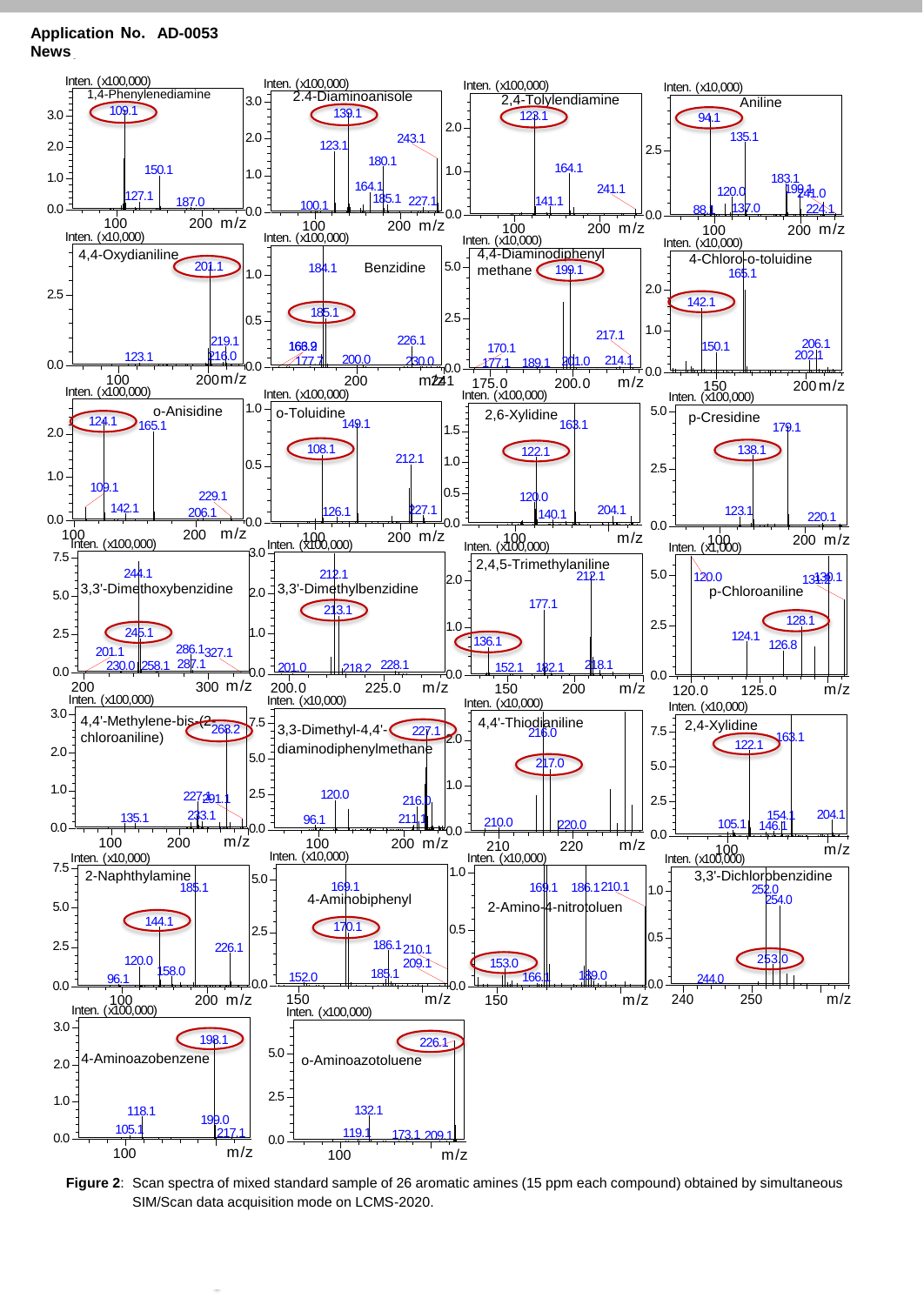Figure 2: Scan spectra of mixed standard sample of 26 aromatic amines (15 ppm each compound) obtained by simultaneous SIM/Scan data acquisition mode on LCMS-2020.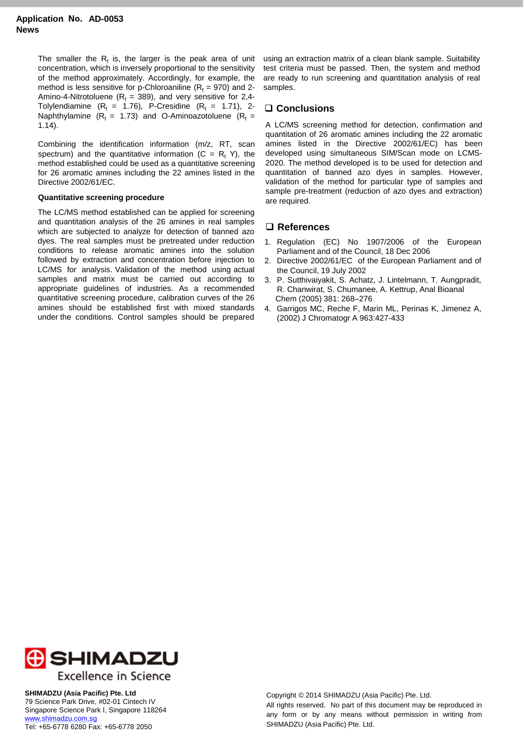The smaller the $R_f$ is, the larger is the peak area of unit concentration, which is inversely proportional to the sensitivity of the method approximately. Accordingly, for example, the method is less sensitive for p-Chloroaniline ($R_f$ = 970) and 2-Amino-4-Nitrotoluene ($R_f$ = 389), and very sensitive for 2,4-Tolylendiamine ($R_f$ = 1.76), P-Cresidine ($R_f$ = 1.71), 2-Naphthylamine ($R_f$ = 1.73) and O-Aminoazotoluene ($R_f$ = 1.14).

Combining the identification information (m/z, RT, scan spectrum) and the quantitative information ($C = R_f Y$), the method established could be used as a quantitative screening for 26 aromatic amines including the 22 amines listed in the Directive 2002/61/EC.

**Quantitative screening procedure**

The LC/MS method established can be applied for screening and quantitation analysis of the 26 amines in real samples which are subjected to analyze for detection of banned azo dyes. The real samples must be pretreated under reduction conditions to release aromatic amines into the solution followed by extraction and concentration before injection to LC/MS for analysis. Validation of the method using actual samples and matrix must be carried out according to appropriate guidelines of industries. As a recommended quantitative screening procedure, calibration curves of the 26 amines should be established first with mixed standards under the conditions. Control samples should be prepared using an extraction matrix of a clean blank sample. Suitability test criteria must be passed. Then, the system and method are ready to run screening and quantitation analysis of real samples.

## Conclusions

A LC/MS screening method for detection, confirmation and quantitation of 26 aromatic amines including the 22 aromatic amines listed in the Directive 2002/61/EC) has been developed using simultaneous SIM/Scan mode on LCMS-2020. The method developed is to be used for detection and quantitation of banned azo dyes in samples. However, validation of the method for particular type of samples and sample pre-treatment (reduction of azo dyes and extraction) are required.

## References

1. Regulation (EC) No 1907/2006 of the European Parliament and of the Council, 18 Dec 2006
2. Directive 2002/61/EC of the European Parliament and of the Council, 19 July 2002
3. P. Sutthivaiyakit, S. Achatz, J. Lintelmann, T. Aungpradit, R. Chanwirat, S. Chumanee, A. Kettrup, Anal Bioanal Chem (2005) 381: 268–276
4. Garrigos MC, Reche F, Marin ML, Perinas K, Jimenez A, (2002) J Chromatogr A 963:427-433

SHIMADZU Excellence in Science

**SHIMADZU (Asia Pacific) Pte. Ltd**
79 Science Park Drive, #02-01 Cintech IV
Singapore Science Park I, Singapore 118264
www.shimadzu.com.sg
Tel: +65-6778 6280 Fax: +65-6778 2050

Copyright © 2014 SHIMADZU (Asia Pacific) Pte. Ltd.
All rights reserved. No part of this document may be reproduced in any form or by any means without permission in writing from SHIMADZU (Asia Pacific) Pte. Ltd.